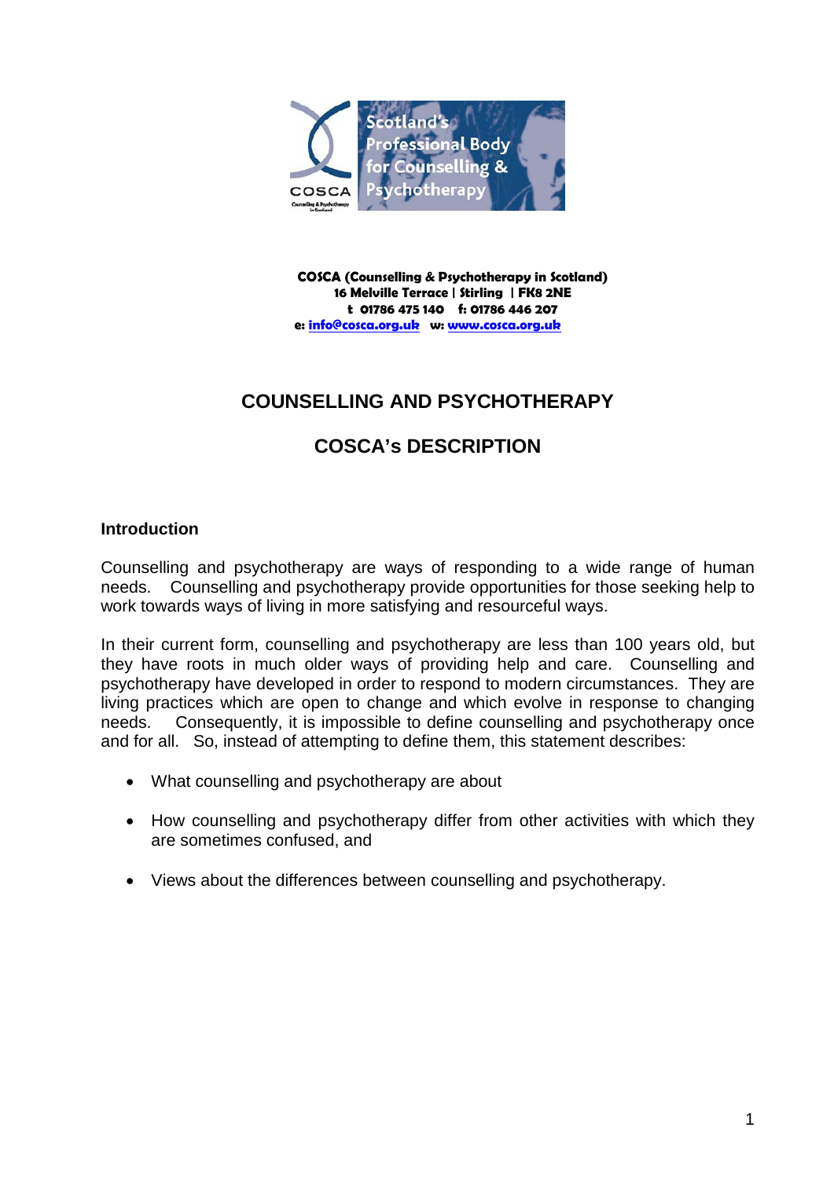**COSCA (Counselling & Psychotherapy in Scotland)**
**16 Melville Terrace | Stirling | FK8 2NE**
**t 01786 475 140 f: 01786 446 207**
**e: info@cosca.org.uk w: www.cosca.org.uk**

# COUNSELLING AND PSYCHOTHERAPY

## COSCA's DESCRIPTION

### Introduction

Counselling and psychotherapy are ways of responding to a wide range of human needs. Counselling and psychotherapy provide opportunities for those seeking help to work towards ways of living in more satisfying and resourceful ways.

In their current form, counselling and psychotherapy are less than 100 years old, but they have roots in much older ways of providing help and care. Counselling and psychotherapy have developed in order to respond to modern circumstances. They are living practices which are open to change and which evolve in response to changing needs. Consequently, it is impossible to define counselling and psychotherapy once and for all. So, instead of attempting to define them, this statement describes:

- What counselling and psychotherapy are about
- How counselling and psychotherapy differ from other activities with which they are sometimes confused, and
- Views about the differences between counselling and psychotherapy.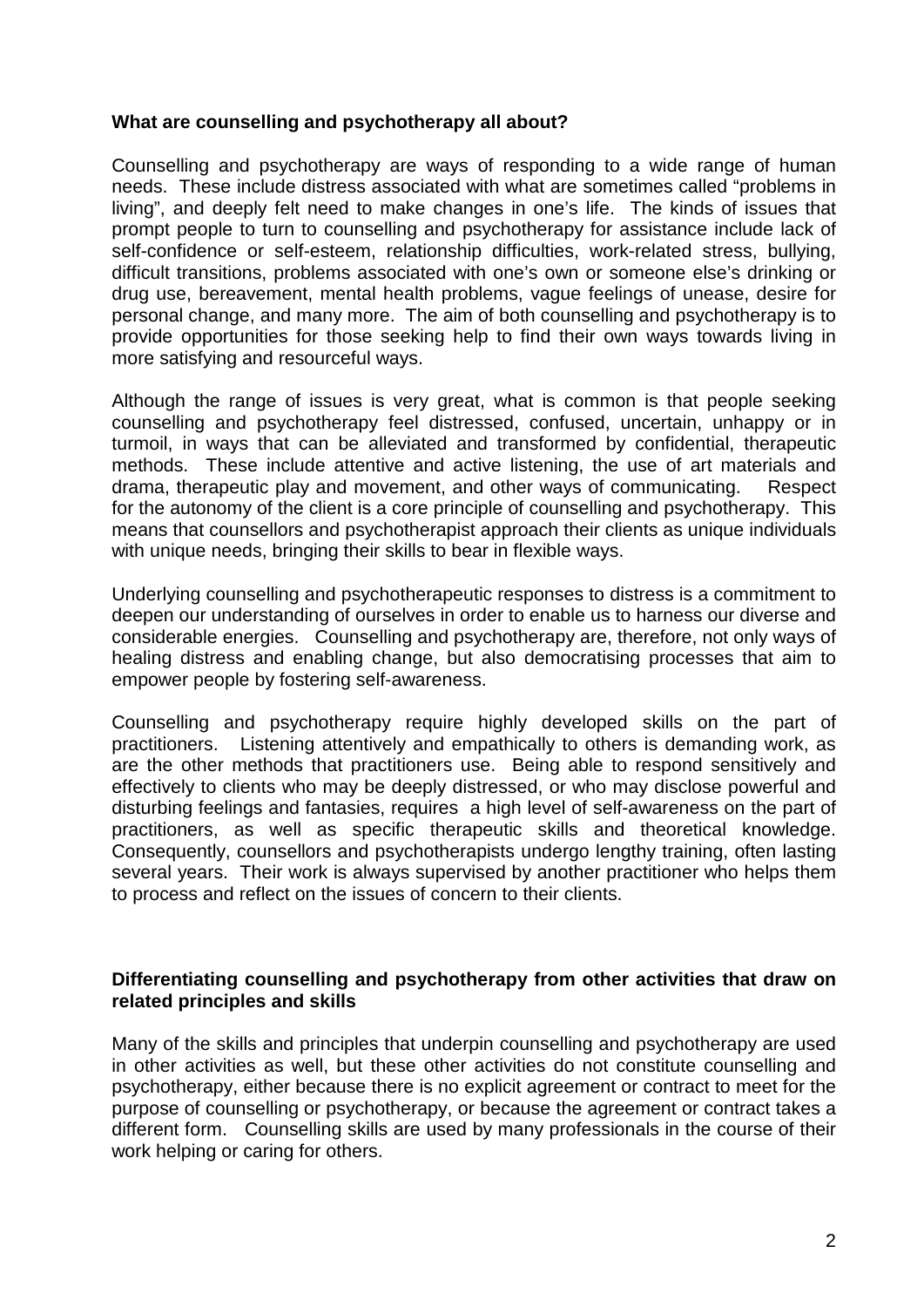**What are counselling and psychotherapy all about?**

Counselling and psychotherapy are ways of responding to a wide range of human needs. These include distress associated with what are sometimes called "problems in living", and deeply felt need to make changes in one's life. The kinds of issues that prompt people to turn to counselling and psychotherapy for assistance include lack of self-confidence or self-esteem, relationship difficulties, work-related stress, bullying, difficult transitions, problems associated with one's own or someone else's drinking or drug use, bereavement, mental health problems, vague feelings of unease, desire for personal change, and many more. The aim of both counselling and psychotherapy is to provide opportunities for those seeking help to find their own ways towards living in more satisfying and resourceful ways.

Although the range of issues is very great, what is common is that people seeking counselling and psychotherapy feel distressed, confused, uncertain, unhappy or in turmoil, in ways that can be alleviated and transformed by confidential, therapeutic methods. These include attentive and active listening, the use of art materials and drama, therapeutic play and movement, and other ways of communicating. Respect for the autonomy of the client is a core principle of counselling and psychotherapy. This means that counsellors and psychotherapist approach their clients as unique individuals with unique needs, bringing their skills to bear in flexible ways.

Underlying counselling and psychotherapeutic responses to distress is a commitment to deepen our understanding of ourselves in order to enable us to harness our diverse and considerable energies. Counselling and psychotherapy are, therefore, not only ways of healing distress and enabling change, but also democratising processes that aim to empower people by fostering self-awareness.

Counselling and psychotherapy require highly developed skills on the part of practitioners. Listening attentively and empathically to others is demanding work, as are the other methods that practitioners use. Being able to respond sensitively and effectively to clients who may be deeply distressed, or who may disclose powerful and disturbing feelings and fantasies, requires a high level of self-awareness on the part of practitioners, as well as specific therapeutic skills and theoretical knowledge. Consequently, counsellors and psychotherapists undergo lengthy training, often lasting several years. Their work is always supervised by another practitioner who helps them to process and reflect on the issues of concern to their clients.

**Differentiating counselling and psychotherapy from other activities that draw on related principles and skills**

Many of the skills and principles that underpin counselling and psychotherapy are used in other activities as well, but these other activities do not constitute counselling and psychotherapy, either because there is no explicit agreement or contract to meet for the purpose of counselling or psychotherapy, or because the agreement or contract takes a different form. Counselling skills are used by many professionals in the course of their work helping or caring for others.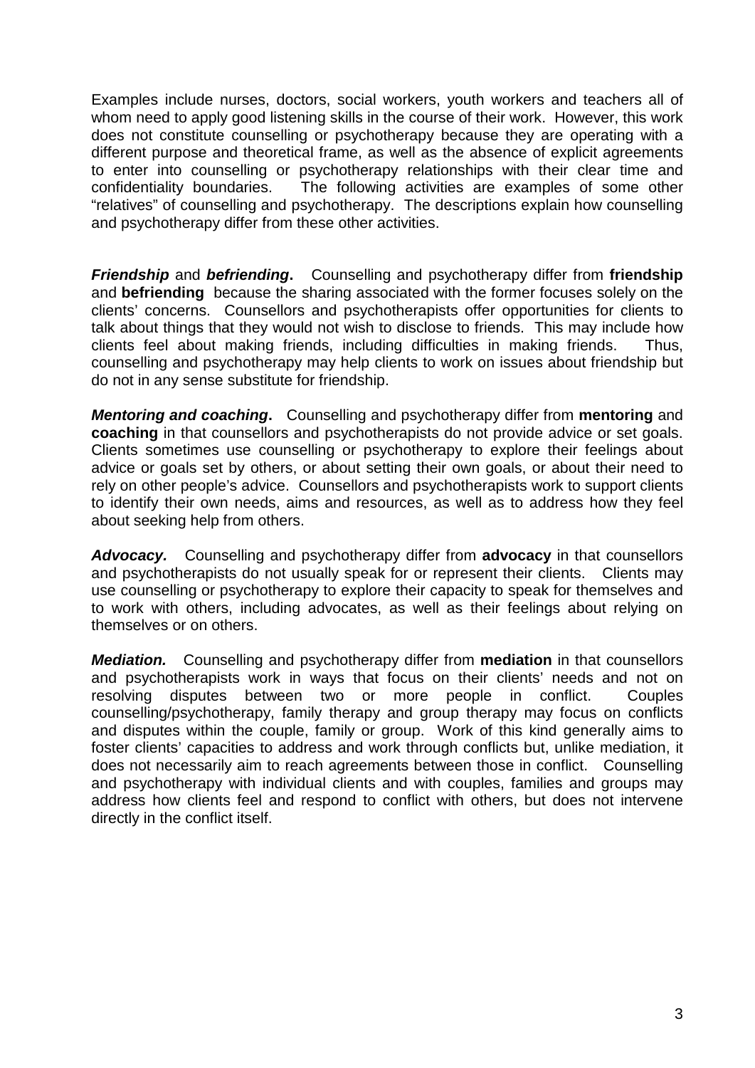Examples include nurses, doctors, social workers, youth workers and teachers all of whom need to apply good listening skills in the course of their work. However, this work does not constitute counselling or psychotherapy because they are operating with a different purpose and theoretical frame, as well as the absence of explicit agreements to enter into counselling or psychotherapy relationships with their clear time and confidentiality boundaries. The following activities are examples of some other "relatives" of counselling and psychotherapy. The descriptions explain how counselling and psychotherapy differ from these other activities.

***Friendship*** **and** ***befriending*****.** Counselling and psychotherapy differ from **friendship** and **befriending** because the sharing associated with the former focuses solely on the clients' concerns. Counsellors and psychotherapists offer opportunities for clients to talk about things that they would not wish to disclose to friends. This may include how clients feel about making friends, including difficulties in making friends. Thus, counselling and psychotherapy may help clients to work on issues about friendship but do not in any sense substitute for friendship.

***Mentoring and coaching*****.** Counselling and psychotherapy differ from **mentoring** and **coaching** in that counsellors and psychotherapists do not provide advice or set goals. Clients sometimes use counselling or psychotherapy to explore their feelings about advice or goals set by others, or about setting their own goals, or about their need to rely on other people's advice. Counsellors and psychotherapists work to support clients to identify their own needs, aims and resources, as well as to address how they feel about seeking help from others.

***Advocacy.*** Counselling and psychotherapy differ from **advocacy** in that counsellors and psychotherapists do not usually speak for or represent their clients. Clients may use counselling or psychotherapy to explore their capacity to speak for themselves and to work with others, including advocates, as well as their feelings about relying on themselves or on others.

***Mediation.*** Counselling and psychotherapy differ from **mediation** in that counsellors and psychotherapists work in ways that focus on their clients' needs and not on resolving disputes between two or more people in conflict. Couples counselling/psychotherapy, family therapy and group therapy may focus on conflicts and disputes within the couple, family or group. Work of this kind generally aims to foster clients' capacities to address and work through conflicts but, unlike mediation, it does not necessarily aim to reach agreements between those in conflict. Counselling and psychotherapy with individual clients and with couples, families and groups may address how clients feel and respond to conflict with others, but does not intervene directly in the conflict itself.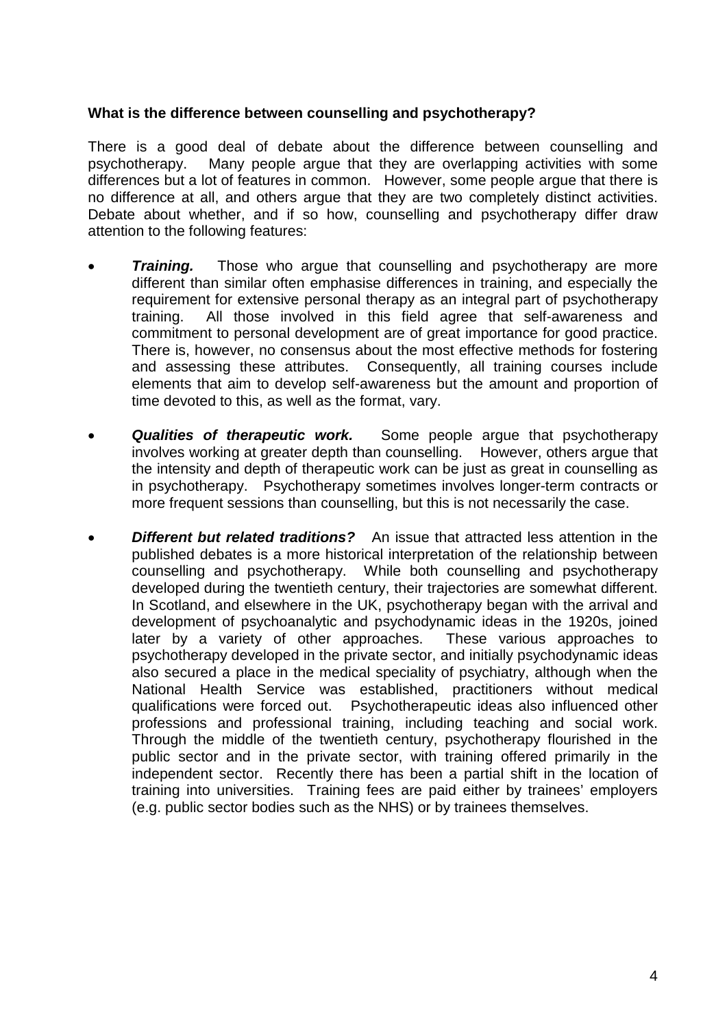**What is the difference between counselling and psychotherapy?**

There is a good deal of debate about the difference between counselling and psychotherapy. Many people argue that they are overlapping activities with some differences but a lot of features in common. However, some people argue that there is no difference at all, and others argue that they are two completely distinct activities. Debate about whether, and if so how, counselling and psychotherapy differ draw attention to the following features:

- ***Training.*** Those who argue that counselling and psychotherapy are more different than similar often emphasise differences in training, and especially the requirement for extensive personal therapy as an integral part of psychotherapy training. All those involved in this field agree that self-awareness and commitment to personal development are of great importance for good practice. There is, however, no consensus about the most effective methods for fostering and assessing these attributes. Consequently, all training courses include elements that aim to develop self-awareness but the amount and proportion of time devoted to this, as well as the format, vary.

- ***Qualities of therapeutic work.*** Some people argue that psychotherapy involves working at greater depth than counselling. However, others argue that the intensity and depth of therapeutic work can be just as great in counselling as in psychotherapy. Psychotherapy sometimes involves longer-term contracts or more frequent sessions than counselling, but this is not necessarily the case.

- ***Different but related traditions?*** An issue that attracted less attention in the published debates is a more historical interpretation of the relationship between counselling and psychotherapy. While both counselling and psychotherapy developed during the twentieth century, their trajectories are somewhat different. In Scotland, and elsewhere in the UK, psychotherapy began with the arrival and development of psychoanalytic and psychodynamic ideas in the 1920s, joined later by a variety of other approaches. These various approaches to psychotherapy developed in the private sector, and initially psychodynamic ideas also secured a place in the medical speciality of psychiatry, although when the National Health Service was established, practitioners without medical qualifications were forced out. Psychotherapeutic ideas also influenced other professions and professional training, including teaching and social work. Through the middle of the twentieth century, psychotherapy flourished in the public sector and in the private sector, with training offered primarily in the independent sector. Recently there has been a partial shift in the location of training into universities. Training fees are paid either by trainees' employers (e.g. public sector bodies such as the NHS) or by trainees themselves.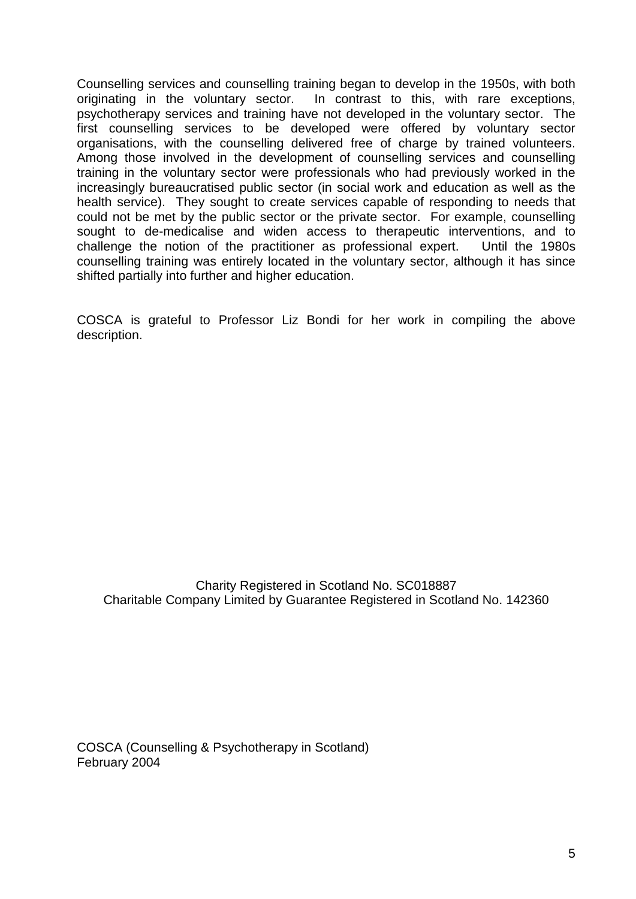Counselling services and counselling training began to develop in the 1950s, with both originating in the voluntary sector. In contrast to this, with rare exceptions, psychotherapy services and training have not developed in the voluntary sector. The first counselling services to be developed were offered by voluntary sector organisations, with the counselling delivered free of charge by trained volunteers. Among those involved in the development of counselling services and counselling training in the voluntary sector were professionals who had previously worked in the increasingly bureaucratised public sector (in social work and education as well as the health service). They sought to create services capable of responding to needs that could not be met by the public sector or the private sector. For example, counselling sought to de-medicalise and widen access to therapeutic interventions, and to challenge the notion of the practitioner as professional expert. Until the 1980s counselling training was entirely located in the voluntary sector, although it has since shifted partially into further and higher education.

COSCA is grateful to Professor Liz Bondi for her work in compiling the above description.

Charity Registered in Scotland No. SC018887
Charitable Company Limited by Guarantee Registered in Scotland No. 142360

COSCA (Counselling & Psychotherapy in Scotland)
February 2004